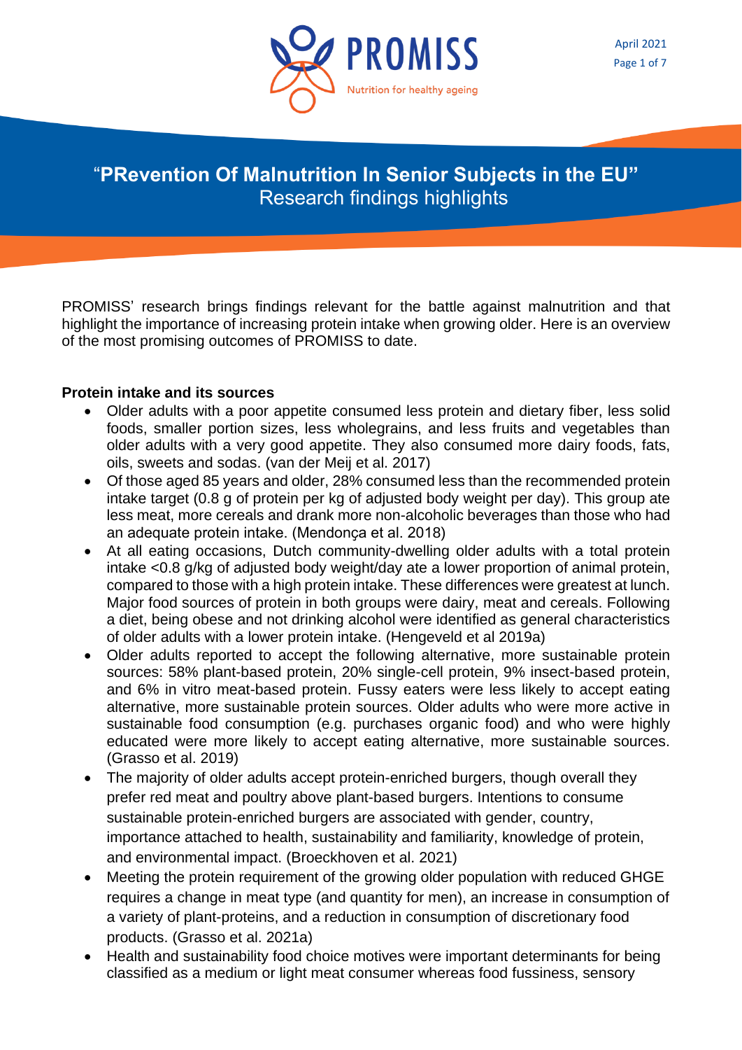# "PRevention Of Malnutrition In Senior Subjects in the EU"

## Research findings highlights

PROMISS' research brings findings relevant for the battle against malnutrition and that highlight the importance of increasing protein intake when growing older. Here is an overview of the most promising outcomes of PROMISS to date.

### Protein intake and its sources

- Older adults with a poor appetite consumed less protein and dietary fiber, less solid foods, smaller portion sizes, less wholegrains, and less fruits and vegetables than older adults with a very good appetite. They also consumed more dairy foods, fats, oils, sweets and sodas. (van der Meij et al. 2017)
- Of those aged 85 years and older, 28% consumed less than the recommended protein intake target (0.8 g of protein per kg of adjusted body weight per day). This group ate less meat, more cereals and drank more non-alcoholic beverages than those who had an adequate protein intake. (Mendonça et al. 2018)
- At all eating occasions, Dutch community-dwelling older adults with a total protein intake <0.8 g/kg of adjusted body weight/day ate a lower proportion of animal protein, compared to those with a high protein intake. These differences were greatest at lunch. Major food sources of protein in both groups were dairy, meat and cereals. Following a diet, being obese and not drinking alcohol were identified as general characteristics of older adults with a lower protein intake. (Hengeveld et al 2019a)
- Older adults reported to accept the following alternative, more sustainable protein sources: 58% plant-based protein, 20% single-cell protein, 9% insect-based protein, and 6% in vitro meat-based protein. Fussy eaters were less likely to accept eating alternative, more sustainable protein sources. Older adults who were more active in sustainable food consumption (e.g. purchases organic food) and who were highly educated were more likely to accept eating alternative, more sustainable sources. (Grasso et al. 2019)
- The majority of older adults accept protein-enriched burgers, though overall they prefer red meat and poultry above plant-based burgers. Intentions to consume sustainable protein-enriched burgers are associated with gender, country, importance attached to health, sustainability and familiarity, knowledge of protein, and environmental impact. (Broeckhoven et al. 2021)
- Meeting the protein requirement of the growing older population with reduced GHGE requires a change in meat type (and quantity for men), an increase in consumption of a variety of plant-proteins, and a reduction in consumption of discretionary food products. (Grasso et al. 2021a)
- Health and sustainability food choice motives were important determinants for being classified as a medium or light meat consumer whereas food fussiness, sensory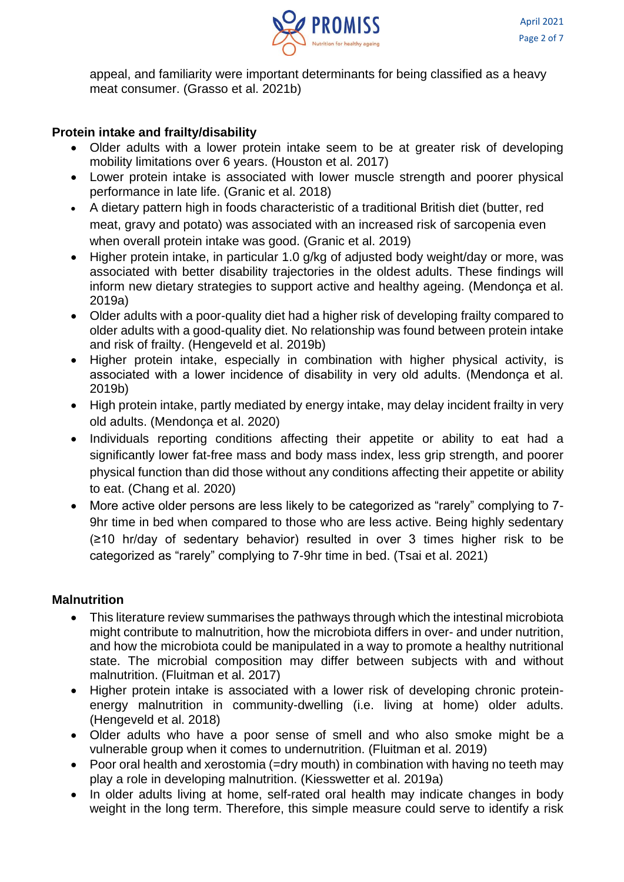appeal, and familiarity were important determinants for being classified as a heavy meat consumer. (Grasso et al. 2021b)

**Protein intake and frailty/disability**

- Older adults with a lower protein intake seem to be at greater risk of developing mobility limitations over 6 years. (Houston et al. 2017)
- Lower protein intake is associated with lower muscle strength and poorer physical performance in late life. (Granic et al. 2018)
- A dietary pattern high in foods characteristic of a traditional British diet (butter, red meat, gravy and potato) was associated with an increased risk of sarcopenia even when overall protein intake was good. (Granic et al. 2019)
- Higher protein intake, in particular 1.0 g/kg of adjusted body weight/day or more, was associated with better disability trajectories in the oldest adults. These findings will inform new dietary strategies to support active and healthy ageing. (Mendonça et al. 2019a)
- Older adults with a poor-quality diet had a higher risk of developing frailty compared to older adults with a good-quality diet. No relationship was found between protein intake and risk of frailty. (Hengeveld et al. 2019b)
- Higher protein intake, especially in combination with higher physical activity, is associated with a lower incidence of disability in very old adults. (Mendonça et al. 2019b)
- High protein intake, partly mediated by energy intake, may delay incident frailty in very old adults. (Mendonça et al. 2020)
- Individuals reporting conditions affecting their appetite or ability to eat had a significantly lower fat-free mass and body mass index, less grip strength, and poorer physical function than did those without any conditions affecting their appetite or ability to eat. (Chang et al. 2020)
- More active older persons are less likely to be categorized as "rarely" complying to 7-9hr time in bed when compared to those who are less active. Being highly sedentary (≥10 hr/day of sedentary behavior) resulted in over 3 times higher risk to be categorized as "rarely" complying to 7-9hr time in bed. (Tsai et al. 2021)

**Malnutrition**

- This literature review summarises the pathways through which the intestinal microbiota might contribute to malnutrition, how the microbiota differs in over- and under nutrition, and how the microbiota could be manipulated in a way to promote a healthy nutritional state. The microbial composition may differ between subjects with and without malnutrition. (Fluitman et al. 2017)
- Higher protein intake is associated with a lower risk of developing chronic protein-energy malnutrition in community-dwelling (i.e. living at home) older adults. (Hengeveld et al. 2018)
- Older adults who have a poor sense of smell and who also smoke might be a vulnerable group when it comes to undernutrition. (Fluitman et al. 2019)
- Poor oral health and xerostomia (=dry mouth) in combination with having no teeth may play a role in developing malnutrition. (Kiesswetter et al. 2019a)
- In older adults living at home, self-rated oral health may indicate changes in body weight in the long term. Therefore, this simple measure could serve to identify a risk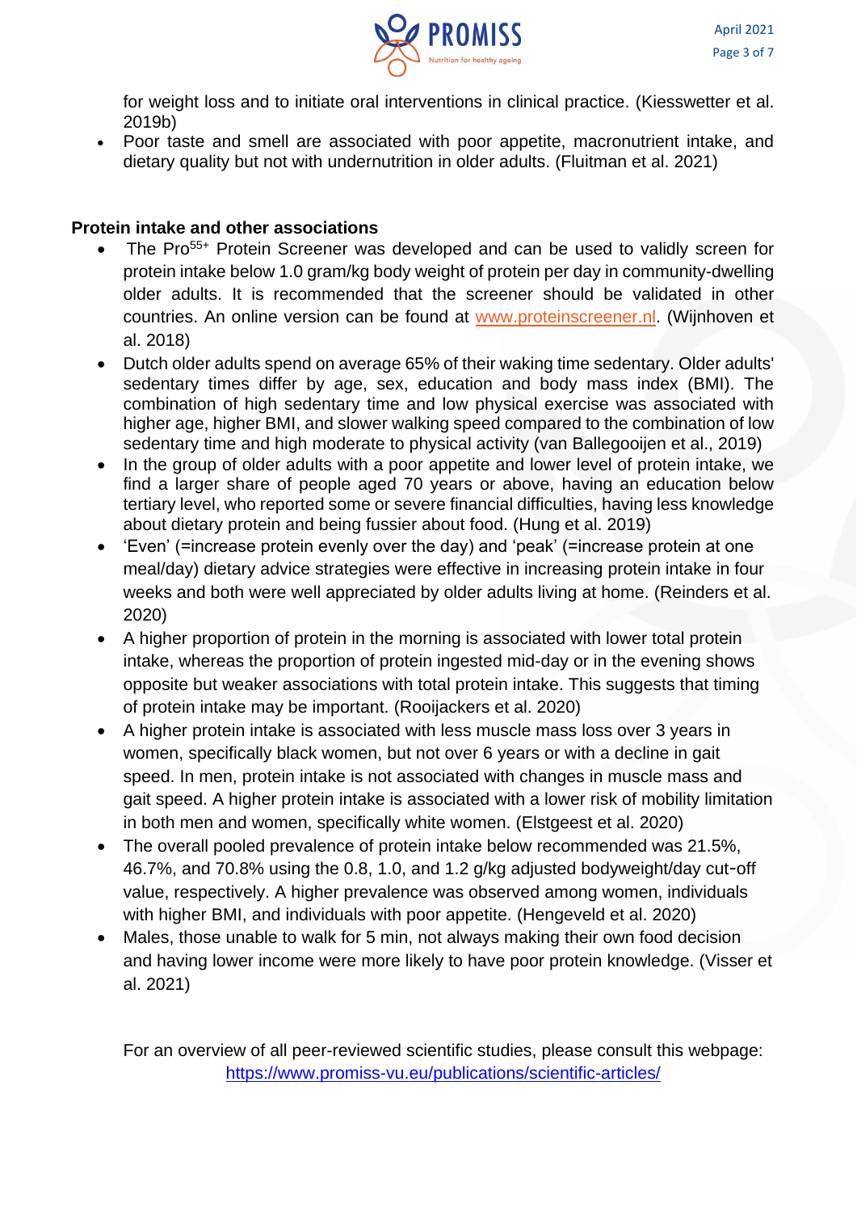for weight loss and to initiate oral interventions in clinical practice. (Kiesswetter et al. 2019b)

- Poor taste and smell are associated with poor appetite, macronutrient intake, and dietary quality but not with undernutrition in older adults. (Fluitman et al. 2021)

**Protein intake and other associations**

- The Pro[55+] Protein Screener was developed and can be used to validly screen for protein intake below 1.0 gram/kg body weight of protein per day in community-dwelling older adults. It is recommended that the screener should be validated in other countries. An online version can be found at www.proteinscreener.nl. (Wijnhoven et al. 2018)
- Dutch older adults spend on average 65% of their waking time sedentary. Older adults' sedentary times differ by age, sex, education and body mass index (BMI). The combination of high sedentary time and low physical exercise was associated with higher age, higher BMI, and slower walking speed compared to the combination of low sedentary time and high moderate to physical activity (van Ballegooijen et al., 2019)
- In the group of older adults with a poor appetite and lower level of protein intake, we find a larger share of people aged 70 years or above, having an education below tertiary level, who reported some or severe financial difficulties, having less knowledge about dietary protein and being fussier about food. (Hung et al. 2019)
- 'Even' (=increase protein evenly over the day) and 'peak' (=increase protein at one meal/day) dietary advice strategies were effective in increasing protein intake in four weeks and both were well appreciated by older adults living at home. (Reinders et al. 2020)
- A higher proportion of protein in the morning is associated with lower total protein intake, whereas the proportion of protein ingested mid-day or in the evening shows opposite but weaker associations with total protein intake. This suggests that timing of protein intake may be important. (Rooijackers et al. 2020)
- A higher protein intake is associated with less muscle mass loss over 3 years in women, specifically black women, but not over 6 years or with a decline in gait speed. In men, protein intake is not associated with changes in muscle mass and gait speed. A higher protein intake is associated with a lower risk of mobility limitation in both men and women, specifically white women. (Elstgeest et al. 2020)
- The overall pooled prevalence of protein intake below recommended was 21.5%, 46.7%, and 70.8% using the 0.8, 1.0, and 1.2 g/kg adjusted bodyweight/day cut-off value, respectively. A higher prevalence was observed among women, individuals with higher BMI, and individuals with poor appetite. (Hengeveld et al. 2020)
- Males, those unable to walk for 5 min, not always making their own food decision and having lower income were more likely to have poor protein knowledge. (Visser et al. 2021)

For an overview of all peer-reviewed scientific studies, please consult this webpage: https://www.promiss-vu.eu/publications/scientific-articles/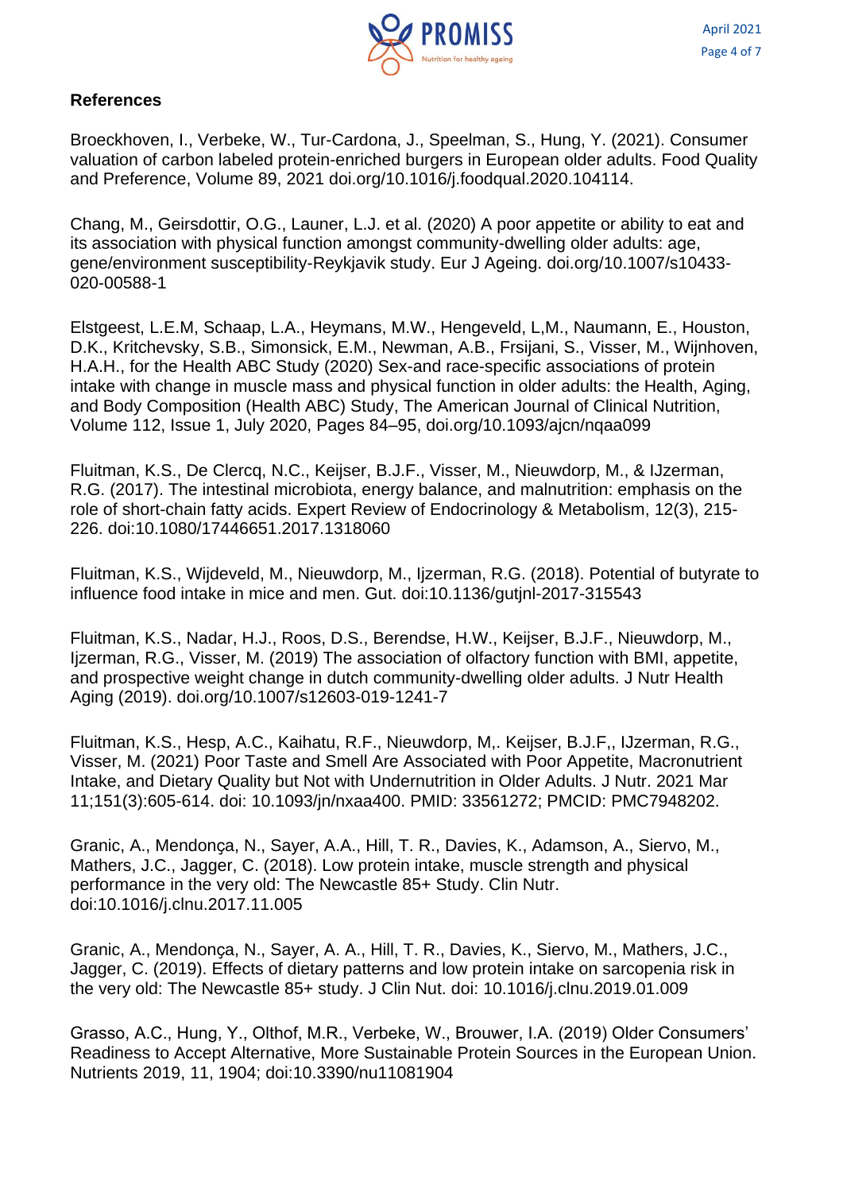**References**

Broeckhoven, I., Verbeke, W., Tur-Cardona, J., Speelman, S., Hung, Y. (2021). Consumer valuation of carbon labeled protein-enriched burgers in European older adults. Food Quality and Preference, Volume 89, 2021 doi.org/10.1016/j.foodqual.2020.104114.

Chang, M., Geirsdottir, O.G., Launer, L.J. et al. (2020) A poor appetite or ability to eat and its association with physical function amongst community-dwelling older adults: age, gene/environment susceptibility-Reykjavik study. Eur J Ageing. doi.org/10.1007/s10433-020-00588-1

Elstgeest, L.E.M, Schaap, L.A., Heymans, M.W., Hengeveld, L,M., Naumann, E., Houston, D.K., Kritchevsky, S.B., Simonsick, E.M., Newman, A.B., Frsijani, S., Visser, M., Wijnhoven, H.A.H., for the Health ABC Study (2020) Sex-and race-specific associations of protein intake with change in muscle mass and physical function in older adults: the Health, Aging, and Body Composition (Health ABC) Study, The American Journal of Clinical Nutrition, Volume 112, Issue 1, July 2020, Pages 84–95, doi.org/10.1093/ajcn/nqaa099

Fluitman, K.S., De Clercq, N.C., Keijser, B.J.F., Visser, M., Nieuwdorp, M., & IJzerman, R.G. (2017). The intestinal microbiota, energy balance, and malnutrition: emphasis on the role of short-chain fatty acids. Expert Review of Endocrinology & Metabolism, 12(3), 215-226. doi:10.1080/17446651.2017.1318060

Fluitman, K.S., Wijdeveld, M., Nieuwdorp, M., Ijzerman, R.G. (2018). Potential of butyrate to influence food intake in mice and men. Gut. doi:10.1136/gutjnl-2017-315543

Fluitman, K.S., Nadar, H.J., Roos, D.S., Berendse, H.W., Keijser, B.J.F., Nieuwdorp, M., Ijzerman, R.G., Visser, M. (2019) The association of olfactory function with BMI, appetite, and prospective weight change in dutch community-dwelling older adults. J Nutr Health Aging (2019). doi.org/10.1007/s12603-019-1241-7

Fluitman, K.S., Hesp, A.C., Kaihatu, R.F., Nieuwdorp, M,. Keijser, B.J.F,, IJzerman, R.G., Visser, M. (2021) Poor Taste and Smell Are Associated with Poor Appetite, Macronutrient Intake, and Dietary Quality but Not with Undernutrition in Older Adults. J Nutr. 2021 Mar 11;151(3):605-614. doi: 10.1093/jn/nxaa400. PMID: 33561272; PMCID: PMC7948202.

Granic, A., Mendonça, N., Sayer, A.A., Hill, T. R., Davies, K., Adamson, A., Siervo, M., Mathers, J.C., Jagger, C. (2018). Low protein intake, muscle strength and physical performance in the very old: The Newcastle 85+ Study. Clin Nutr. doi:10.1016/j.clnu.2017.11.005

Granic, A., Mendonça, N., Sayer, A. A., Hill, T. R., Davies, K., Siervo, M., Mathers, J.C., Jagger, C. (2019). Effects of dietary patterns and low protein intake on sarcopenia risk in the very old: The Newcastle 85+ study. J Clin Nut. doi: 10.1016/j.clnu.2019.01.009

Grasso, A.C., Hung, Y., Olthof, M.R., Verbeke, W., Brouwer, I.A. (2019) Older Consumers' Readiness to Accept Alternative, More Sustainable Protein Sources in the European Union. Nutrients 2019, 11, 1904; doi:10.3390/nu11081904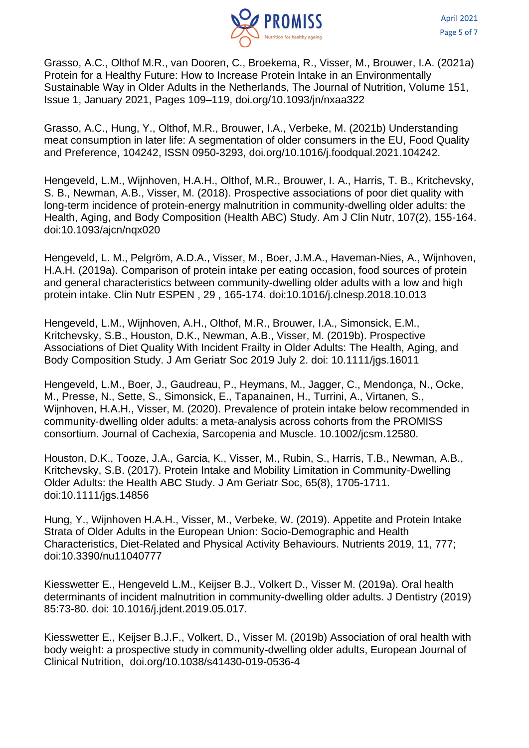Grasso, A.C., Olthof M.R., van Dooren, C., Broekema, R., Visser, M., Brouwer, I.A. (2021a) Protein for a Healthy Future: How to Increase Protein Intake in an Environmentally Sustainable Way in Older Adults in the Netherlands, The Journal of Nutrition, Volume 151, Issue 1, January 2021, Pages 109–119, doi.org/10.1093/jn/nxaa322

Grasso, A.C., Hung, Y., Olthof, M.R., Brouwer, I.A., Verbeke, M. (2021b) Understanding meat consumption in later life: A segmentation of older consumers in the EU, Food Quality and Preference, 104242, ISSN 0950-3293, doi.org/10.1016/j.foodqual.2021.104242.

Hengeveld, L.M., Wijnhoven, H.A.H., Olthof, M.R., Brouwer, I. A., Harris, T. B., Kritchevsky, S. B., Newman, A.B., Visser, M. (2018). Prospective associations of poor diet quality with long-term incidence of protein-energy malnutrition in community-dwelling older adults: the Health, Aging, and Body Composition (Health ABC) Study. Am J Clin Nutr, 107(2), 155-164. doi:10.1093/ajcn/nqx020

Hengeveld, L. M., Pelgröm, A.D.A., Visser, M., Boer, J.M.A., Haveman-Nies, A., Wijnhoven, H.A.H. (2019a). Comparison of protein intake per eating occasion, food sources of protein and general characteristics between community-dwelling older adults with a low and high protein intake. Clin Nutr ESPEN , 29 , 165-174. doi:10.1016/j.clnesp.2018.10.013

Hengeveld, L.M., Wijnhoven, A.H., Olthof, M.R., Brouwer, I.A., Simonsick, E.M., Kritchevsky, S.B., Houston, D.K., Newman, A.B., Visser, M. (2019b). Prospective Associations of Diet Quality With Incident Frailty in Older Adults: The Health, Aging, and Body Composition Study. J Am Geriatr Soc 2019 July 2. doi: 10.1111/jgs.16011

Hengeveld, L.M., Boer, J., Gaudreau, P., Heymans, M., Jagger, C., Mendonça, N., Ocke, M., Presse, N., Sette, S., Simonsick, E., Tapanainen, H., Turrini, A., Virtanen, S., Wijnhoven, H.A.H., Visser, M. (2020). Prevalence of protein intake below recommended in community-dwelling older adults: a meta-analysis across cohorts from the PROMISS consortium. Journal of Cachexia, Sarcopenia and Muscle. 10.1002/jcsm.12580.

Houston, D.K., Tooze, J.A., Garcia, K., Visser, M., Rubin, S., Harris, T.B., Newman, A.B., Kritchevsky, S.B. (2017). Protein Intake and Mobility Limitation in Community-Dwelling Older Adults: the Health ABC Study. J Am Geriatr Soc, 65(8), 1705-1711. doi:10.1111/jgs.14856

Hung, Y., Wijnhoven H.A.H., Visser, M., Verbeke, W. (2019). Appetite and Protein Intake Strata of Older Adults in the European Union: Socio-Demographic and Health Characteristics, Diet-Related and Physical Activity Behaviours. Nutrients 2019, 11, 777; doi:10.3390/nu11040777

Kiesswetter E., Hengeveld L.M., Keijser B.J., Volkert D., Visser M. (2019a). Oral health determinants of incident malnutrition in community-dwelling older adults. J Dentistry (2019) 85:73-80. doi: 10.1016/j.jdent.2019.05.017.

Kiesswetter E., Keijser B.J.F., Volkert, D., Visser M. (2019b) Association of oral health with body weight: a prospective study in community-dwelling older adults, European Journal of Clinical Nutrition, doi.org/10.1038/s41430-019-0536-4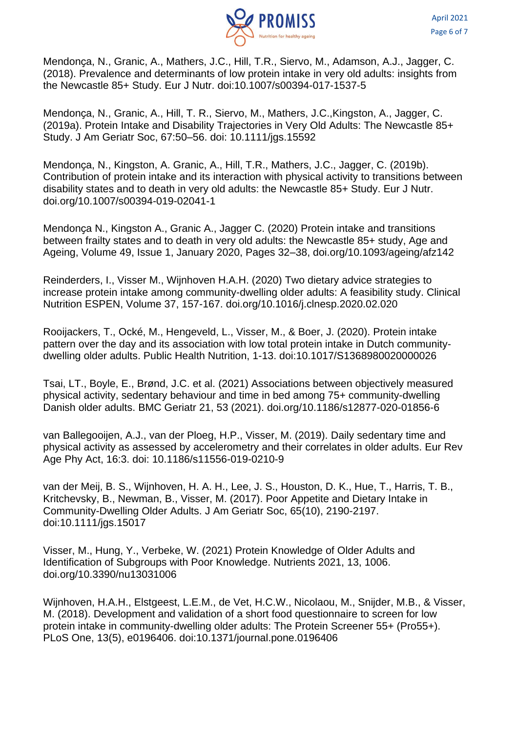Mendonça, N., Granic, A., Mathers, J.C., Hill, T.R., Siervo, M., Adamson, A.J., Jagger, C. (2018). Prevalence and determinants of low protein intake in very old adults: insights from the Newcastle 85+ Study. Eur J Nutr. doi:10.1007/s00394-017-1537-5

Mendonça, N., Granic, A., Hill, T. R., Siervo, M., Mathers, J.C.,Kingston, A., Jagger, C. (2019a). Protein Intake and Disability Trajectories in Very Old Adults: The Newcastle 85+ Study. J Am Geriatr Soc, 67:50–56. doi: 10.1111/jgs.15592

Mendonça, N., Kingston, A. Granic, A., Hill, T.R., Mathers, J.C., Jagger, C. (2019b). Contribution of protein intake and its interaction with physical activity to transitions between disability states and to death in very old adults: the Newcastle 85+ Study. Eur J Nutr. doi.org/10.1007/s00394-019-02041-1

Mendonça N., Kingston A., Granic A., Jagger C. (2020) Protein intake and transitions between frailty states and to death in very old adults: the Newcastle 85+ study, Age and Ageing, Volume 49, Issue 1, January 2020, Pages 32–38, doi.org/10.1093/ageing/afz142

Reinderders, I., Visser M., Wijnhoven H.A.H. (2020) Two dietary advice strategies to increase protein intake among community-dwelling older adults: A feasibility study. Clinical Nutrition ESPEN, Volume 37, 157-167. doi.org/10.1016/j.clnesp.2020.02.020

Rooijackers, T., Ocké, M., Hengeveld, L., Visser, M., & Boer, J. (2020). Protein intake pattern over the day and its association with low total protein intake in Dutch community-dwelling older adults. Public Health Nutrition, 1-13. doi:10.1017/S1368980020000026

Tsai, LT., Boyle, E., Brønd, J.C. et al. (2021) Associations between objectively measured physical activity, sedentary behaviour and time in bed among 75+ community-dwelling Danish older adults. BMC Geriatr 21, 53 (2021). doi.org/10.1186/s12877-020-01856-6

van Ballegooijen, A.J., van der Ploeg, H.P., Visser, M. (2019). Daily sedentary time and physical activity as assessed by accelerometry and their correlates in older adults. Eur Rev Age Phy Act, 16:3. doi: 10.1186/s11556-019-0210-9

van der Meij, B. S., Wijnhoven, H. A. H., Lee, J. S., Houston, D. K., Hue, T., Harris, T. B., Kritchevsky, B., Newman, B., Visser, M. (2017). Poor Appetite and Dietary Intake in Community-Dwelling Older Adults. J Am Geriatr Soc, 65(10), 2190-2197. doi:10.1111/jgs.15017

Visser, M., Hung, Y., Verbeke, W. (2021) Protein Knowledge of Older Adults and Identification of Subgroups with Poor Knowledge. Nutrients 2021, 13, 1006. doi.org/10.3390/nu13031006

Wijnhoven, H.A.H., Elstgeest, L.E.M., de Vet, H.C.W., Nicolaou, M., Snijder, M.B., & Visser, M. (2018). Development and validation of a short food questionnaire to screen for low protein intake in community-dwelling older adults: The Protein Screener 55+ (Pro55+). PLoS One, 13(5), e0196406. doi:10.1371/journal.pone.0196406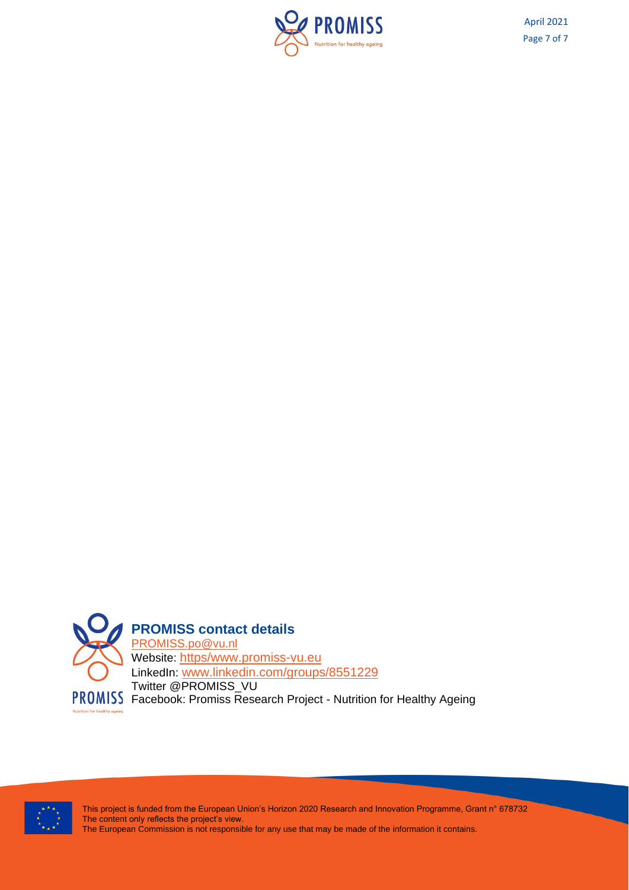**PROMISS contact details**

PROMISS.po@vu.nl

Website: https/www.promiss-vu.eu

LinkedIn: www.linkedin.com/groups/8551229

Twitter @PROMISS_VU

Facebook: Promiss Research Project - Nutrition for Healthy Ageing

This project is funded from the European Union's Horizon 2020 Research and Innovation Programme, Grant n° 678732
The content only reflects the project's view.
The European Commission is not responsible for any use that may be made of the information it contains.